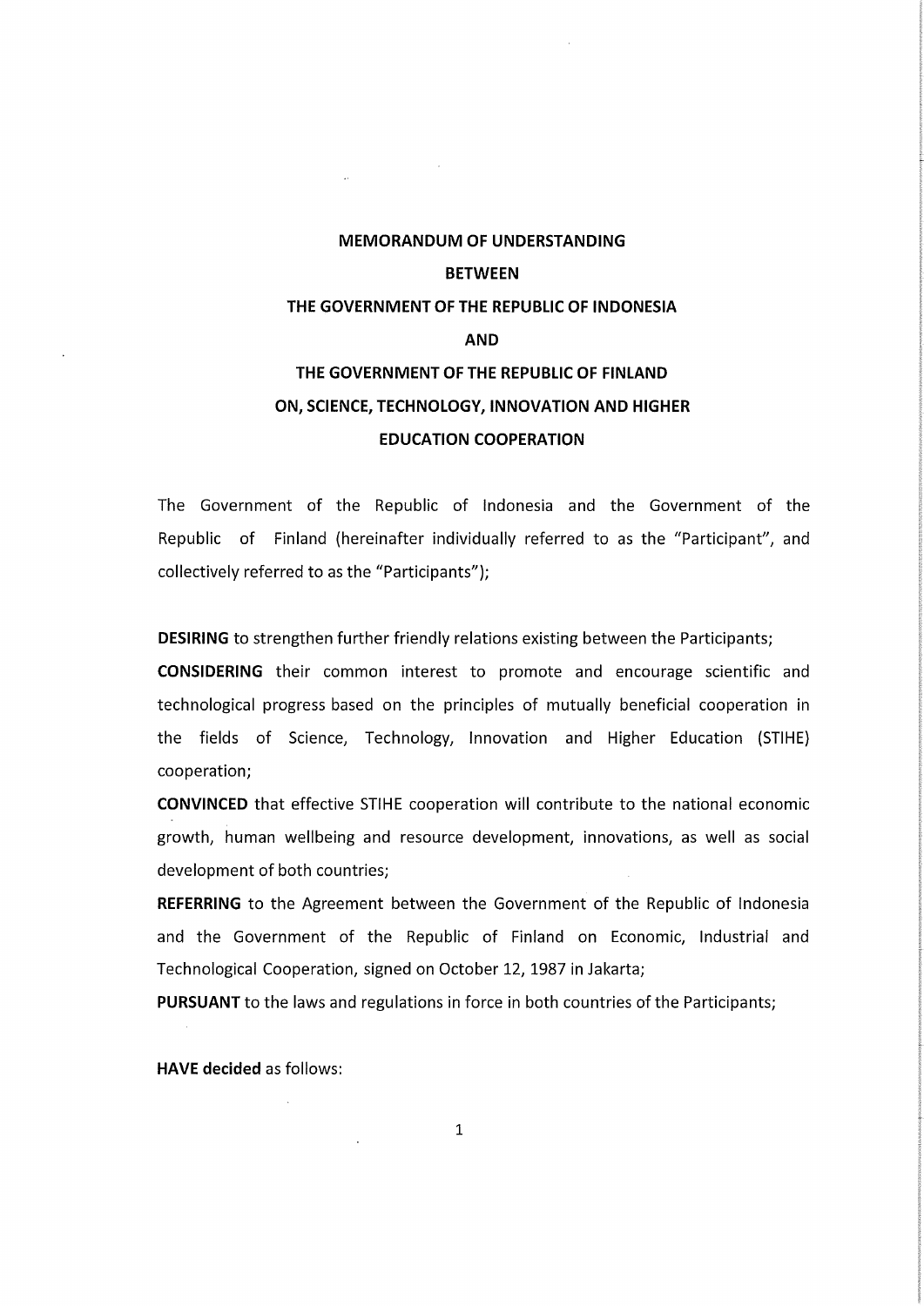# MEMORANDUM OF UNDERSTANDING

# BETWEEN

# THE GOVERNMENT OF THE REPUBLIC OF INDONESIA

# AND

# THE GOVERNMENT OF THE REPUBLIC OF FINLAND

# ON, SCIENCE, TECHNOLOGY, INNOVATION AND HIGHER EDUCATION COOPERATION

The Government of the Republic of Indonesia and the Government of the Republic of Finland (hereinafter individually referred to as the "Participant", and collectively referred to as the "Participants");

**DESIRING** to strengthen further friendly relations existing between the Participants;

**CONSIDERING** their common interest to promote and encourage scientific and technological progress based on the principles of mutually beneficial cooperation in the fields of Science, Technology, Innovation and Higher Education (STIHE) cooperation;

**CONVINCED** that effective STIHE cooperation will contribute to the national economic growth, human wellbeing and resource development, innovations, as well as social development of both countries;

**REFERRING** to the Agreement between the Government of the Republic of Indonesia and the Government of the Republic of Finland on Economic, Industrial and Technological Cooperation, signed on October 12, 1987 in Jakarta;

**PURSUANT** to the laws and regulations in force in both countries of the Participants;

**HAVE decided** as follows: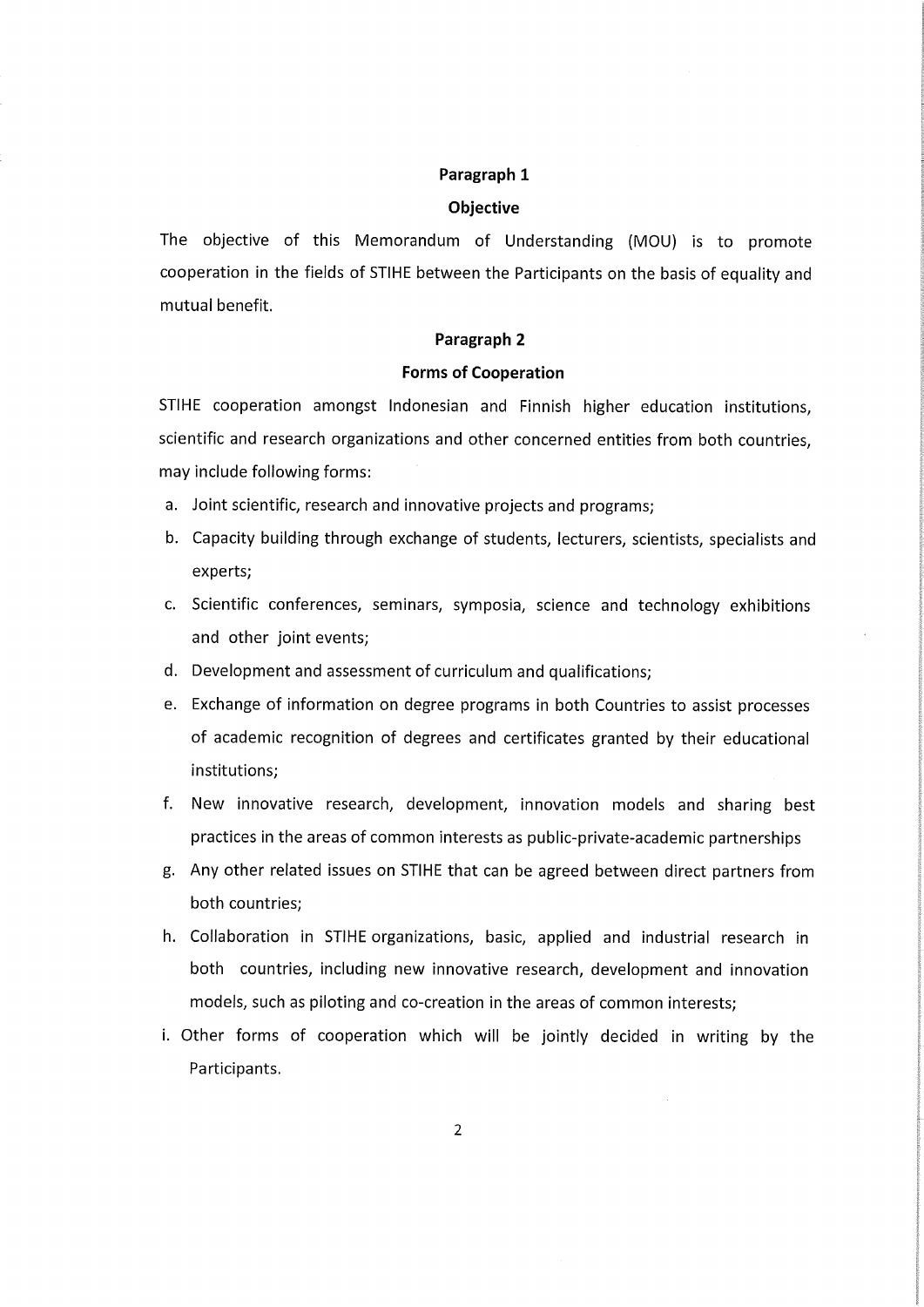**Paragraph 1**

**Objective**

The objective of this Memorandum of Understanding (MOU) is to promote cooperation in the fields of STIHE between the Participants on the basis of equality and mutual benefit.

**Paragraph 2**

**Forms of Cooperation**

STIHE cooperation amongst Indonesian and Finnish higher education institutions, scientific and research organizations and other concerned entities from both countries, may include following forms:

a. Joint scientific, research and innovative projects and programs;
b. Capacity building through exchange of students, lecturers, scientists, specialists and experts;
c. Scientific conferences, seminars, symposia, science and technology exhibitions and other joint events;
d. Development and assessment of curriculum and qualifications;
e. Exchange of information on degree programs in both Countries to assist processes of academic recognition of degrees and certificates granted by their educational institutions;
f. New innovative research, development, innovation models and sharing best practices in the areas of common interests as public-private-academic partnerships
g. Any other related issues on STIHE that can be agreed between direct partners from both countries;
h. Collaboration in STIHE organizations, basic, applied and industrial research in both countries, including new innovative research, development and innovation models, such as piloting and co-creation in the areas of common interests;
i. Other forms of cooperation which will be jointly decided in writing by the Participants.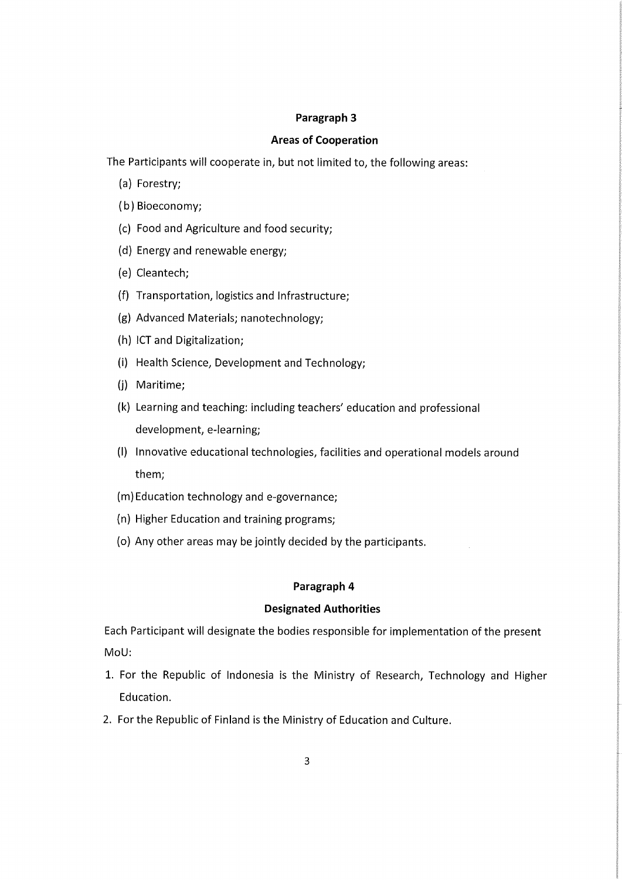## Paragraph 3

## Areas of Cooperation

The Participants will cooperate in, but not limited to, the following areas:

(a) Forestry;

(b) Bioeconomy;

(c) Food and Agriculture and food security;

(d) Energy and renewable energy;

(e) Cleantech;

(f) Transportation, logistics and Infrastructure;

(g) Advanced Materials; nanotechnology;

(h) ICT and Digitalization;

(i) Health Science, Development and Technology;

(j) Maritime;

(k) Learning and teaching: including teachers' education and professional development, e-learning;

(l) Innovative educational technologies, facilities and operational models around them;

(m) Education technology and e-governance;

(n) Higher Education and training programs;

(o) Any other areas may be jointly decided by the participants.

## Paragraph 4

## Designated Authorities

Each Participant will designate the bodies responsible for implementation of the present MoU:

1. For the Republic of Indonesia is the Ministry of Research, Technology and Higher Education.
2. For the Republic of Finland is the Ministry of Education and Culture.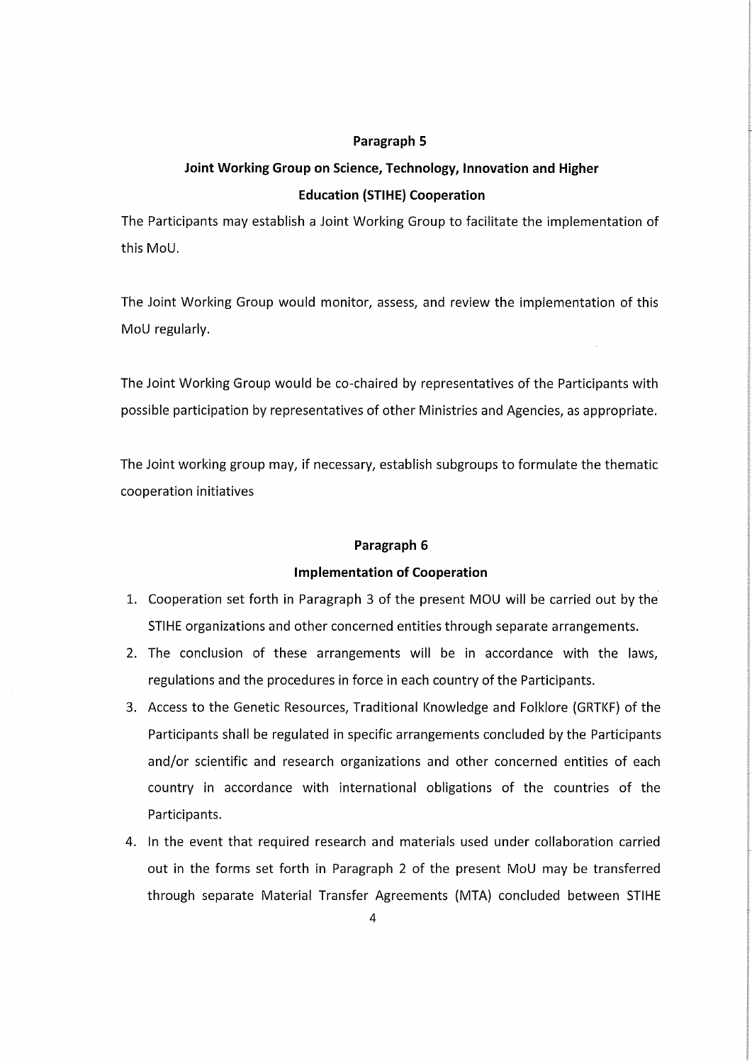## Paragraph 5

## Joint Working Group on Science, Technology, Innovation and Higher Education (STIHE) Cooperation

The Participants may establish a Joint Working Group to facilitate the implementation of this MoU.

The Joint Working Group would monitor, assess, and review the implementation of this MoU regularly.

The Joint Working Group would be co-chaired by representatives of the Participants with possible participation by representatives of other Ministries and Agencies, as appropriate.

The Joint working group may, if necessary, establish subgroups to formulate the thematic cooperation initiatives

## Paragraph 6

## Implementation of Cooperation

1. Cooperation set forth in Paragraph 3 of the present MOU will be carried out by the STIHE organizations and other concerned entities through separate arrangements.
2. The conclusion of these arrangements will be in accordance with the laws, regulations and the procedures in force in each country of the Participants.
3. Access to the Genetic Resources, Traditional Knowledge and Folklore (GRTKF) of the Participants shall be regulated in specific arrangements concluded by the Participants and/or scientific and research organizations and other concerned entities of each country in accordance with international obligations of the countries of the Participants.
4. In the event that required research and materials used under collaboration carried out in the forms set forth in Paragraph 2 of the present MoU may be transferred through separate Material Transfer Agreements (MTA) concluded between STIHE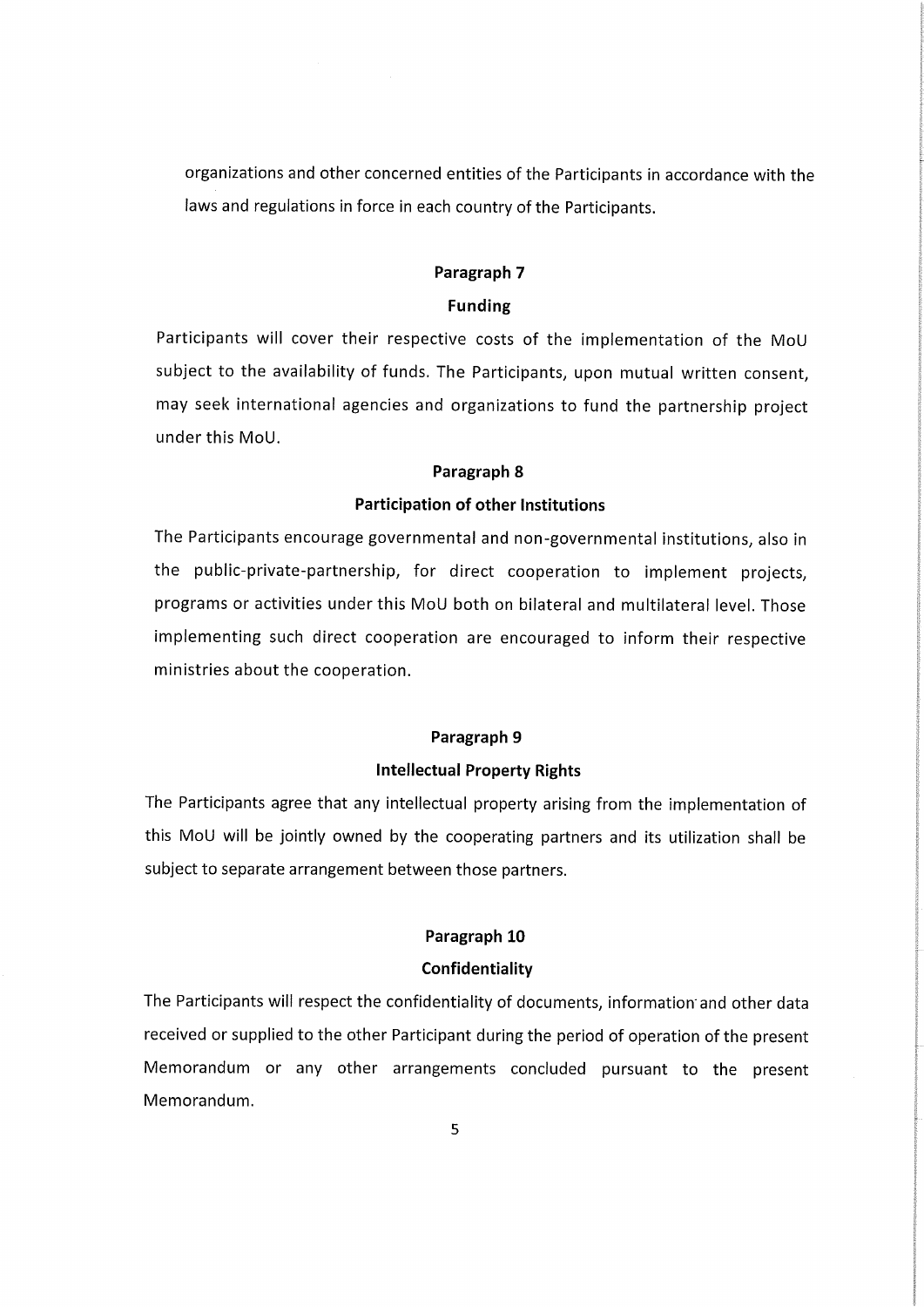organizations and other concerned entities of the Participants in accordance with the laws and regulations in force in each country of the Participants.

**Paragraph 7**

**Funding**

Participants will cover their respective costs of the implementation of the MoU subject to the availability of funds. The Participants, upon mutual written consent, may seek international agencies and organizations to fund the partnership project under this MoU.

**Paragraph 8**

**Participation of other Institutions**

The Participants encourage governmental and non-governmental institutions, also in the public-private-partnership, for direct cooperation to implement projects, programs or activities under this MoU both on bilateral and multilateral level. Those implementing such direct cooperation are encouraged to inform their respective ministries about the cooperation.

**Paragraph 9**

**Intellectual Property Rights**

The Participants agree that any intellectual property arising from the implementation of this MoU will be jointly owned by the cooperating partners and its utilization shall be subject to separate arrangement between those partners.

**Paragraph 10**

**Confidentiality**

The Participants will respect the confidentiality of documents, information and other data received or supplied to the other Participant during the period of operation of the present Memorandum or any other arrangements concluded pursuant to the present Memorandum.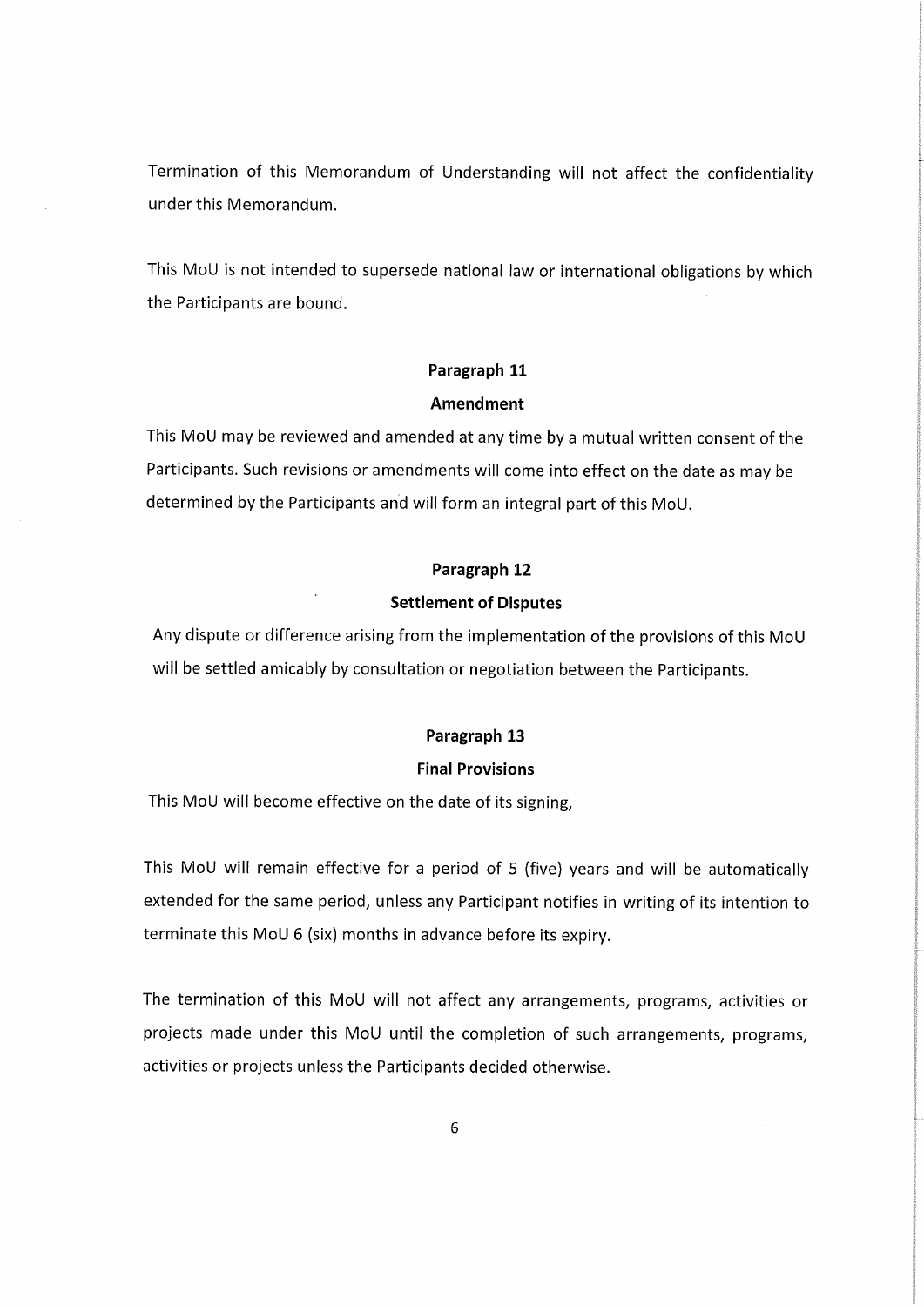Termination of this Memorandum of Understanding will not affect the confidentiality under this Memorandum.

This MoU is not intended to supersede national law or international obligations by which the Participants are bound.

**Paragraph 11**

**Amendment**

This MoU may be reviewed and amended at any time by a mutual written consent of the Participants. Such revisions or amendments will come into effect on the date as may be determined by the Participants and will form an integral part of this MoU.

**Paragraph 12**

**Settlement of Disputes**

Any dispute or difference arising from the implementation of the provisions of this MoU will be settled amicably by consultation or negotiation between the Participants.

**Paragraph 13**

**Final Provisions**

This MoU will become effective on the date of its signing,

This MoU will remain effective for a period of 5 (five) years and will be automatically extended for the same period, unless any Participant notifies in writing of its intention to terminate this MoU 6 (six) months in advance before its expiry.

The termination of this MoU will not affect any arrangements, programs, activities or projects made under this MoU until the completion of such arrangements, programs, activities or projects unless the Participants decided otherwise.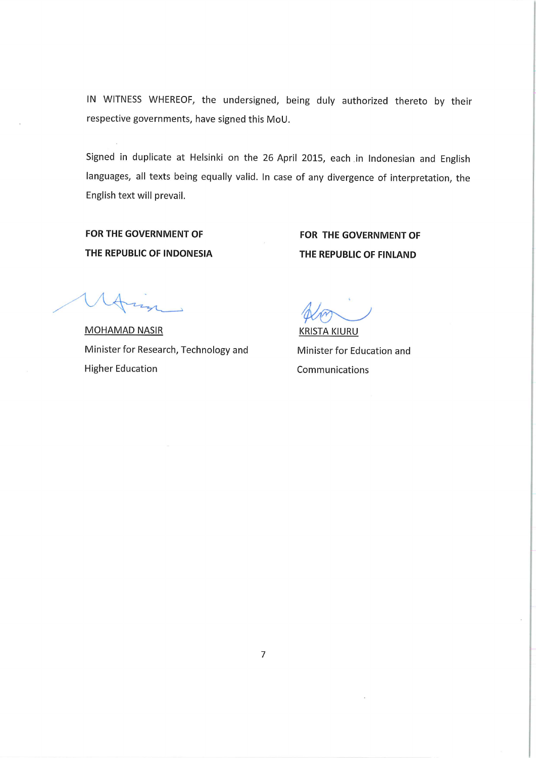IN WITNESS WHEREOF, the undersigned, being duly authorized thereto by their respective governments, have signed this MoU.

Signed in duplicate at Helsinki on the 26 April 2015, each in Indonesian and English languages, all texts being equally valid. In case of any divergence of interpretation, the English text will prevail.

| | |
|---|---|
| **FOR THE GOVERNMENT OF THE REPUBLIC OF INDONESIA** | **FOR THE GOVERNMENT OF THE REPUBLIC OF FINLAND** |
| MOHAMAD NASIR | KRISTA KIURU |
| Minister for Research, Technology and Higher Education | Minister for Education and Communications |